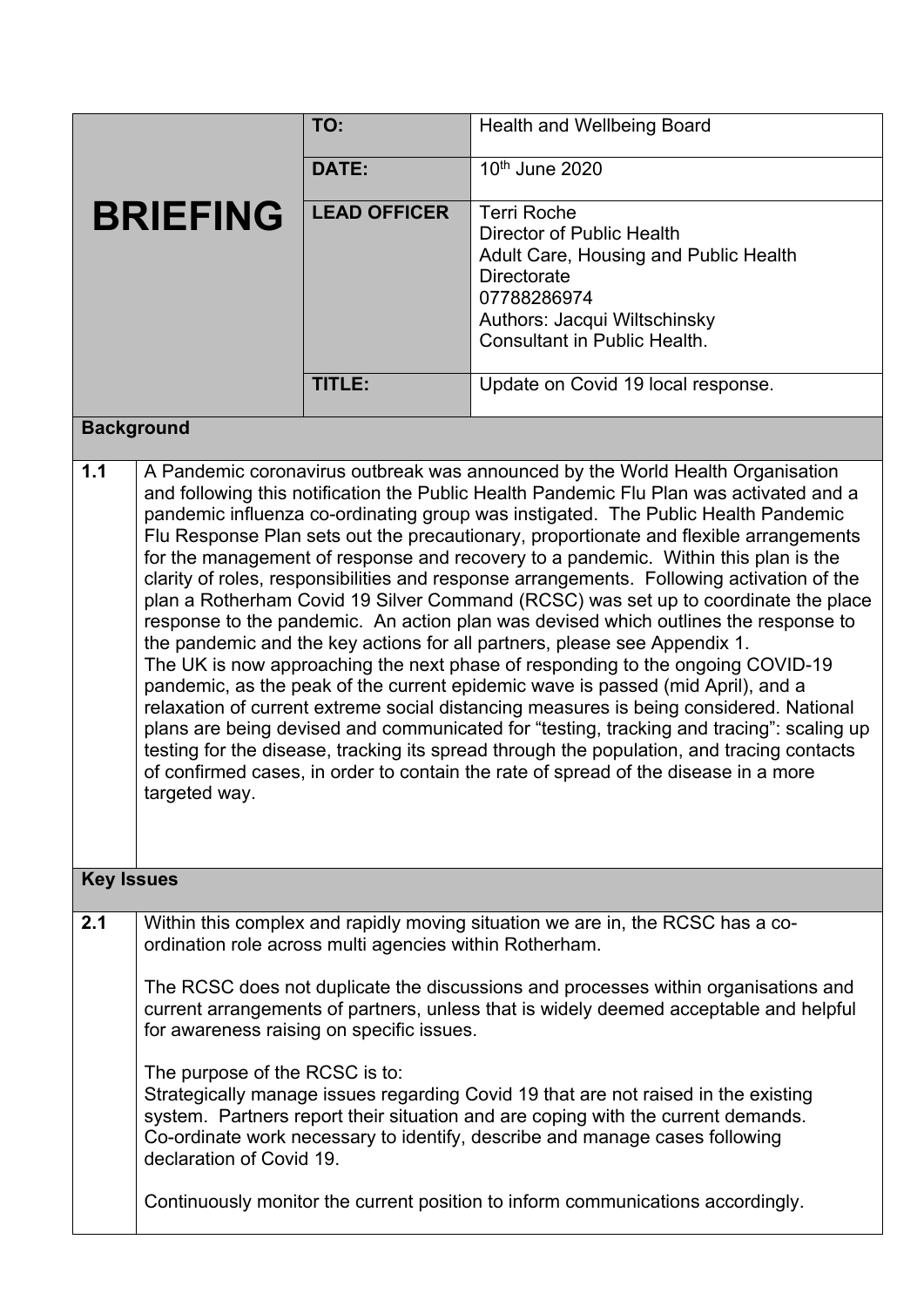# BRIEFING

| | |
|---|---|
| **TO:** | Health and Wellbeing Board |
| **DATE:** | 10th June 2020 |
| **LEAD OFFICER** | Terri Roche<br>Director of Public Health<br>Adult Care, Housing and Public Health Directorate<br>07788286974<br>Authors: Jacqui Wiltschinsky<br>Consultant in Public Health. |
| **TITLE:** | Update on Covid 19 local response. |

## Background

**1.1** A Pandemic coronavirus outbreak was announced by the World Health Organisation and following this notification the Public Health Pandemic Flu Plan was activated and a pandemic influenza co-ordinating group was instigated. The Public Health Pandemic Flu Response Plan sets out the precautionary, proportionate and flexible arrangements for the management of response and recovery to a pandemic. Within this plan is the clarity of roles, responsibilities and response arrangements. Following activation of the plan a Rotherham Covid 19 Silver Command (RCSC) was set up to coordinate the place response to the pandemic. An action plan was devised which outlines the response to the pandemic and the key actions for all partners, please see Appendix 1.

The UK is now approaching the next phase of responding to the ongoing COVID-19 pandemic, as the peak of the current epidemic wave is passed (mid April), and a relaxation of current extreme social distancing measures is being considered. National plans are being devised and communicated for "testing, tracking and tracing": scaling up testing for the disease, tracking its spread through the population, and tracing contacts of confirmed cases, in order to contain the rate of spread of the disease in a more targeted way.

## Key Issues

**2.1** Within this complex and rapidly moving situation we are in, the RCSC has a co-ordination role across multi agencies within Rotherham.

The RCSC does not duplicate the discussions and processes within organisations and current arrangements of partners, unless that is widely deemed acceptable and helpful for awareness raising on specific issues.

The purpose of the RCSC is to:
Strategically manage issues regarding Covid 19 that are not raised in the existing system. Partners report their situation and are coping with the current demands.
Co-ordinate work necessary to identify, describe and manage cases following declaration of Covid 19.

Continuously monitor the current position to inform communications accordingly.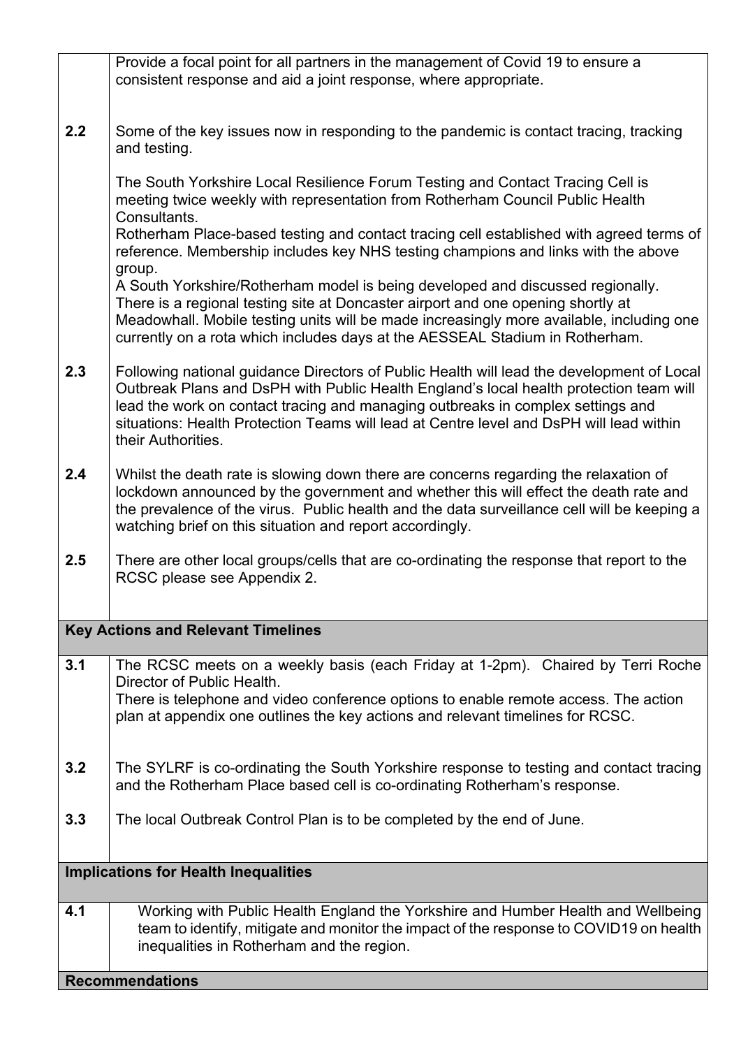| | |
|---|---|
| | Provide a focal point for all partners in the management of Covid 19 to ensure a consistent response and aid a joint response, where appropriate. |
| **2.2** | Some of the key issues now in responding to the pandemic is contact tracing, tracking and testing.<br><br>The South Yorkshire Local Resilience Forum Testing and Contact Tracing Cell is meeting twice weekly with representation from Rotherham Council Public Health Consultants.<br>Rotherham Place-based testing and contact tracing cell established with agreed terms of reference. Membership includes key NHS testing champions and links with the above group.<br>A South Yorkshire/Rotherham model is being developed and discussed regionally.<br>There is a regional testing site at Doncaster airport and one opening shortly at Meadowhall. Mobile testing units will be made increasingly more available, including one currently on a rota which includes days at the AESSEAL Stadium in Rotherham. |
| **2.3** | Following national guidance Directors of Public Health will lead the development of Local Outbreak Plans and DsPH with Public Health England's local health protection team will lead the work on contact tracing and managing outbreaks in complex settings and situations: Health Protection Teams will lead at Centre level and DsPH will lead within their Authorities. |
| **2.4** | Whilst the death rate is slowing down there are concerns regarding the relaxation of lockdown announced by the government and whether this will effect the death rate and the prevalence of the virus. Public health and the data surveillance cell will be keeping a watching brief on this situation and report accordingly. |
| **2.5** | There are other local groups/cells that are co-ordinating the response that report to the RCSC please see Appendix 2. |
| **Key Actions and Relevant Timelines** | |
| **3.1** | The RCSC meets on a weekly basis (each Friday at 1-2pm). Chaired by Terri Roche Director of Public Health.<br>There is telephone and video conference options to enable remote access. The action plan at appendix one outlines the key actions and relevant timelines for RCSC. |
| **3.2** | The SYLRF is co-ordinating the South Yorkshire response to testing and contact tracing and the Rotherham Place based cell is co-ordinating Rotherham's response. |
| **3.3** | The local Outbreak Control Plan is to be completed by the end of June. |
| **Implications for Health Inequalities** | |
| **4.1** | Working with Public Health England the Yorkshire and Humber Health and Wellbeing team to identify, mitigate and monitor the impact of the response to COVID19 on health inequalities in Rotherham and the region. |
| **Recommendations** | |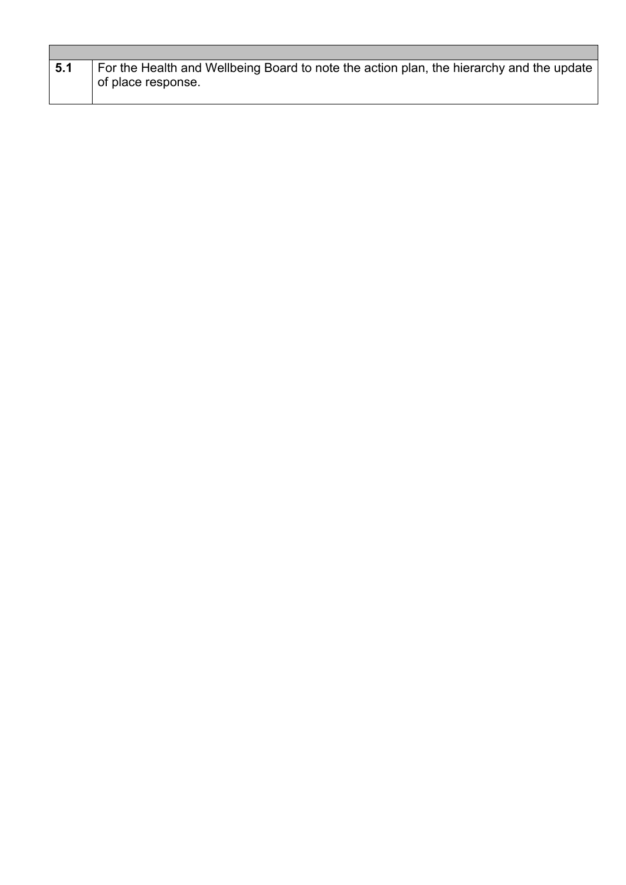| | |
|---|---|
| **5.1** | For the Health and Wellbeing Board to note the action plan, the hierarchy and the update of place response. |